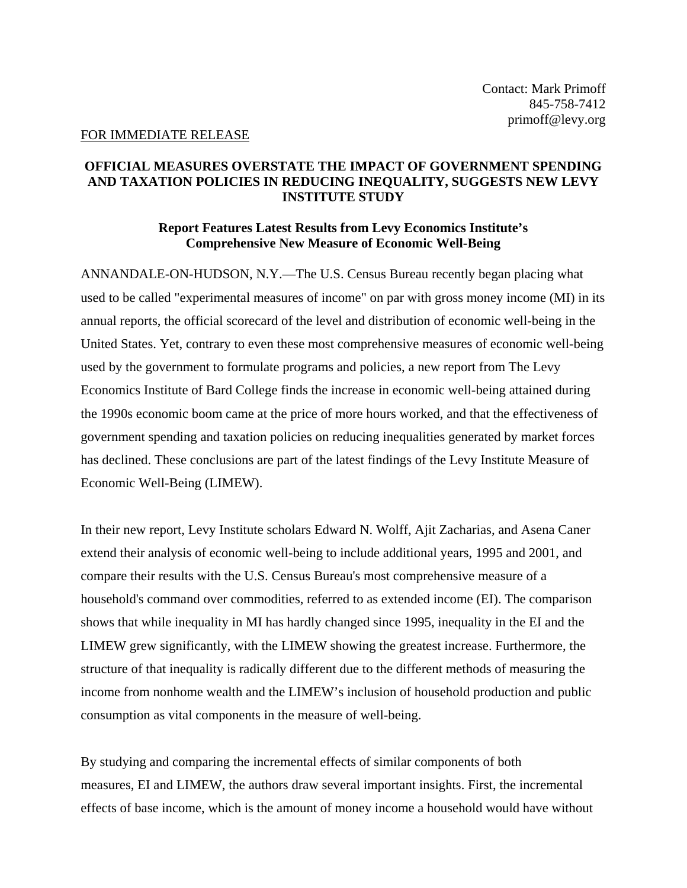Contact: Mark Primoff
845-758-7412
primoff@levy.org

FOR IMMEDIATE RELEASE

**OFFICIAL MEASURES OVERSTATE THE IMPACT OF GOVERNMENT SPENDING AND TAXATION POLICIES IN REDUCING INEQUALITY, SUGGESTS NEW LEVY INSTITUTE STUDY**

**Report Features Latest Results from Levy Economics Institute's Comprehensive New Measure of Economic Well-Being**

ANNANDALE-ON-HUDSON, N.Y.—The U.S. Census Bureau recently began placing what used to be called "experimental measures of income" on par with gross money income (MI) in its annual reports, the official scorecard of the level and distribution of economic well-being in the United States. Yet, contrary to even these most comprehensive measures of economic well-being used by the government to formulate programs and policies, a new report from The Levy Economics Institute of Bard College finds the increase in economic well-being attained during the 1990s economic boom came at the price of more hours worked, and that the effectiveness of government spending and taxation policies on reducing inequalities generated by market forces has declined. These conclusions are part of the latest findings of the Levy Institute Measure of Economic Well-Being (LIMEW).

In their new report, Levy Institute scholars Edward N. Wolff, Ajit Zacharias, and Asena Caner extend their analysis of economic well-being to include additional years, 1995 and 2001, and compare their results with the U.S. Census Bureau's most comprehensive measure of a household's command over commodities, referred to as extended income (EI). The comparison shows that while inequality in MI has hardly changed since 1995, inequality in the EI and the LIMEW grew significantly, with the LIMEW showing the greatest increase. Furthermore, the structure of that inequality is radically different due to the different methods of measuring the income from nonhome wealth and the LIMEW's inclusion of household production and public consumption as vital components in the measure of well-being.

By studying and comparing the incremental effects of similar components of both measures, EI and LIMEW, the authors draw several important insights. First, the incremental effects of base income, which is the amount of money income a household would have without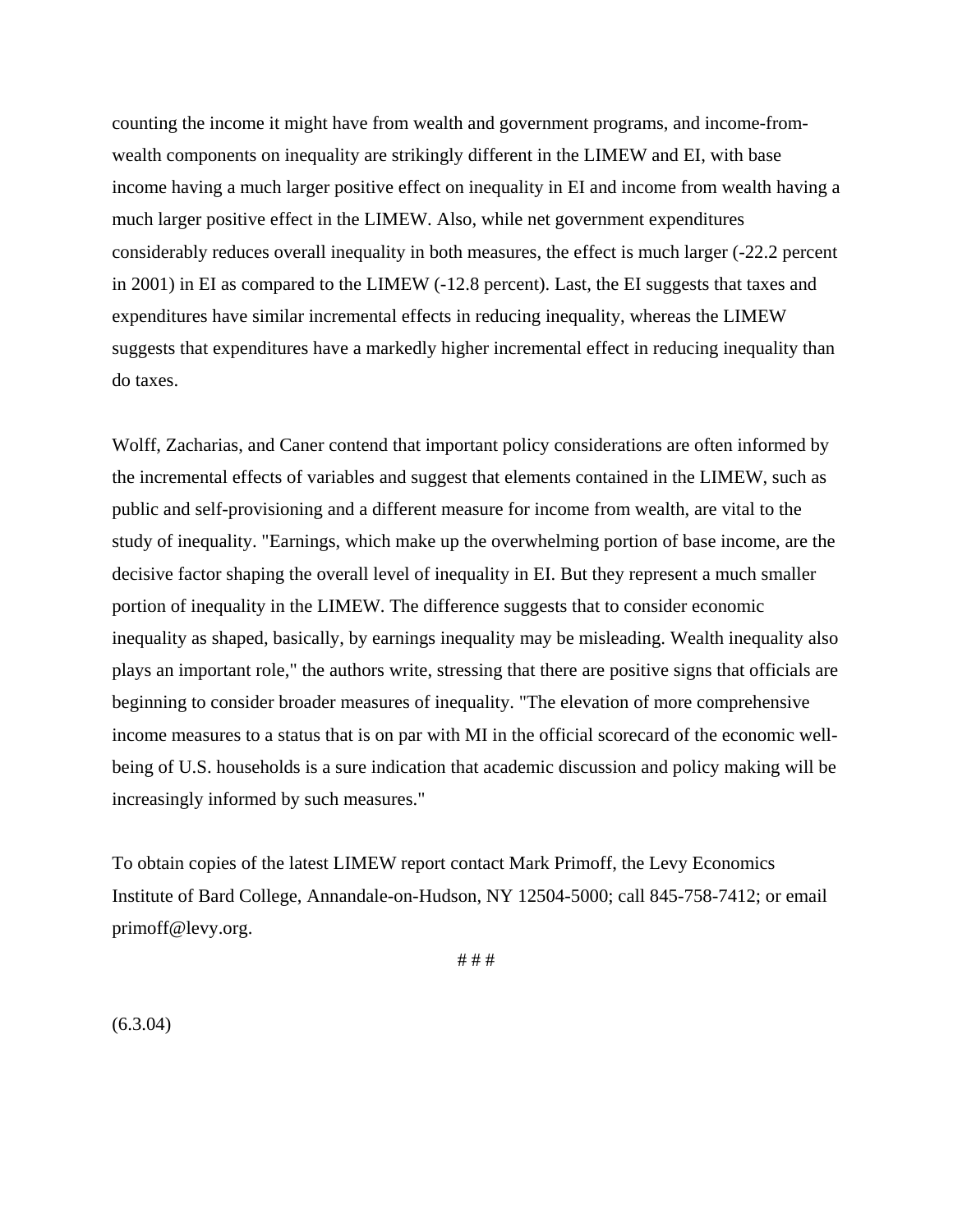counting the income it might have from wealth and government programs, and income-from-wealth components on inequality are strikingly different in the LIMEW and EI, with base income having a much larger positive effect on inequality in EI and income from wealth having a much larger positive effect in the LIMEW. Also, while net government expenditures considerably reduces overall inequality in both measures, the effect is much larger (-22.2 percent in 2001) in EI as compared to the LIMEW (-12.8 percent). Last, the EI suggests that taxes and expenditures have similar incremental effects in reducing inequality, whereas the LIMEW suggests that expenditures have a markedly higher incremental effect in reducing inequality than do taxes.

Wolff, Zacharias, and Caner contend that important policy considerations are often informed by the incremental effects of variables and suggest that elements contained in the LIMEW, such as public and self-provisioning and a different measure for income from wealth, are vital to the study of inequality. "Earnings, which make up the overwhelming portion of base income, are the decisive factor shaping the overall level of inequality in EI. But they represent a much smaller portion of inequality in the LIMEW. The difference suggests that to consider economic inequality as shaped, basically, by earnings inequality may be misleading. Wealth inequality also plays an important role," the authors write, stressing that there are positive signs that officials are beginning to consider broader measures of inequality. "The elevation of more comprehensive income measures to a status that is on par with MI in the official scorecard of the economic well-being of U.S. households is a sure indication that academic discussion and policy making will be increasingly informed by such measures."

To obtain copies of the latest LIMEW report contact Mark Primoff, the Levy Economics Institute of Bard College, Annandale-on-Hudson, NY 12504-5000; call 845-758-7412; or email primoff@levy.org.

# # #

(6.3.04)